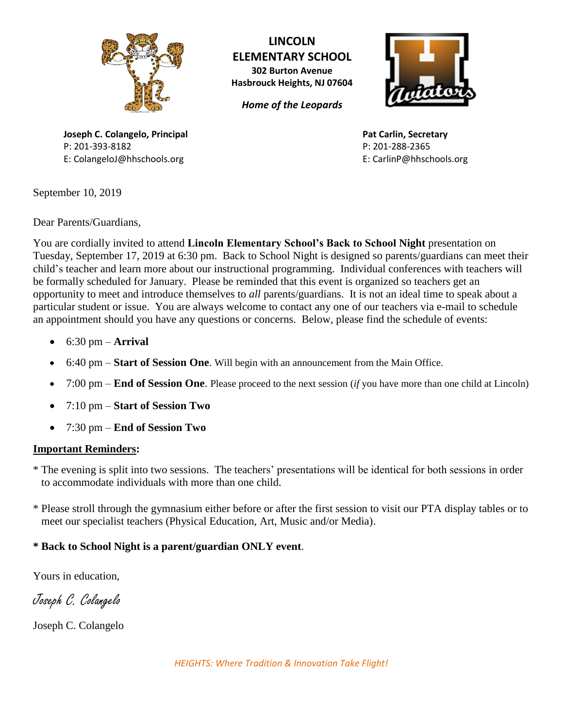# LINCOLN ELEMENTARY SCHOOL

**302 Burton Avenue**
**Hasbrouck Heights, NJ 07604**

***Home of the Leopards***

**Joseph C. Colangelo, Principal**
P: 201-393-8182
E: ColangeloJ@hhschools.org

**Pat Carlin, Secretary**
P: 201-288-2365
E: CarlinP@hhschools.org

September 10, 2019

Dear Parents/Guardians,

You are cordially invited to attend **Lincoln Elementary School's Back to School Night** presentation on Tuesday, September 17, 2019 at 6:30 pm. Back to School Night is designed so parents/guardians can meet their child's teacher and learn more about our instructional programming. Individual conferences with teachers will be formally scheduled for January. Please be reminded that this event is organized so teachers get an opportunity to meet and introduce themselves to *all* parents/guardians. It is not an ideal time to speak about a particular student or issue. You are always welcome to contact any one of our teachers via e-mail to schedule an appointment should you have any questions or concerns. Below, please find the schedule of events:

- 6:30 pm – **Arrival**
- 6:40 pm – **Start of Session One**. Will begin with an announcement from the Main Office.
- 7:00 pm – **End of Session One**. Please proceed to the next session (*if* you have more than one child at Lincoln)
- 7:10 pm – **Start of Session Two**
- 7:30 pm – **End of Session Two**

**Important Reminders:**

* The evening is split into two sessions. The teachers' presentations will be identical for both sessions in order to accommodate individuals with more than one child.

* Please stroll through the gymnasium either before or after the first session to visit our PTA display tables or to meet our specialist teachers (Physical Education, Art, Music and/or Media).

**\* Back to School Night is a parent/guardian ONLY event**.

Yours in education,

*Joseph C. Colangelo*

Joseph C. Colangelo

*HEIGHTS: Where Tradition & Innovation Take Flight!*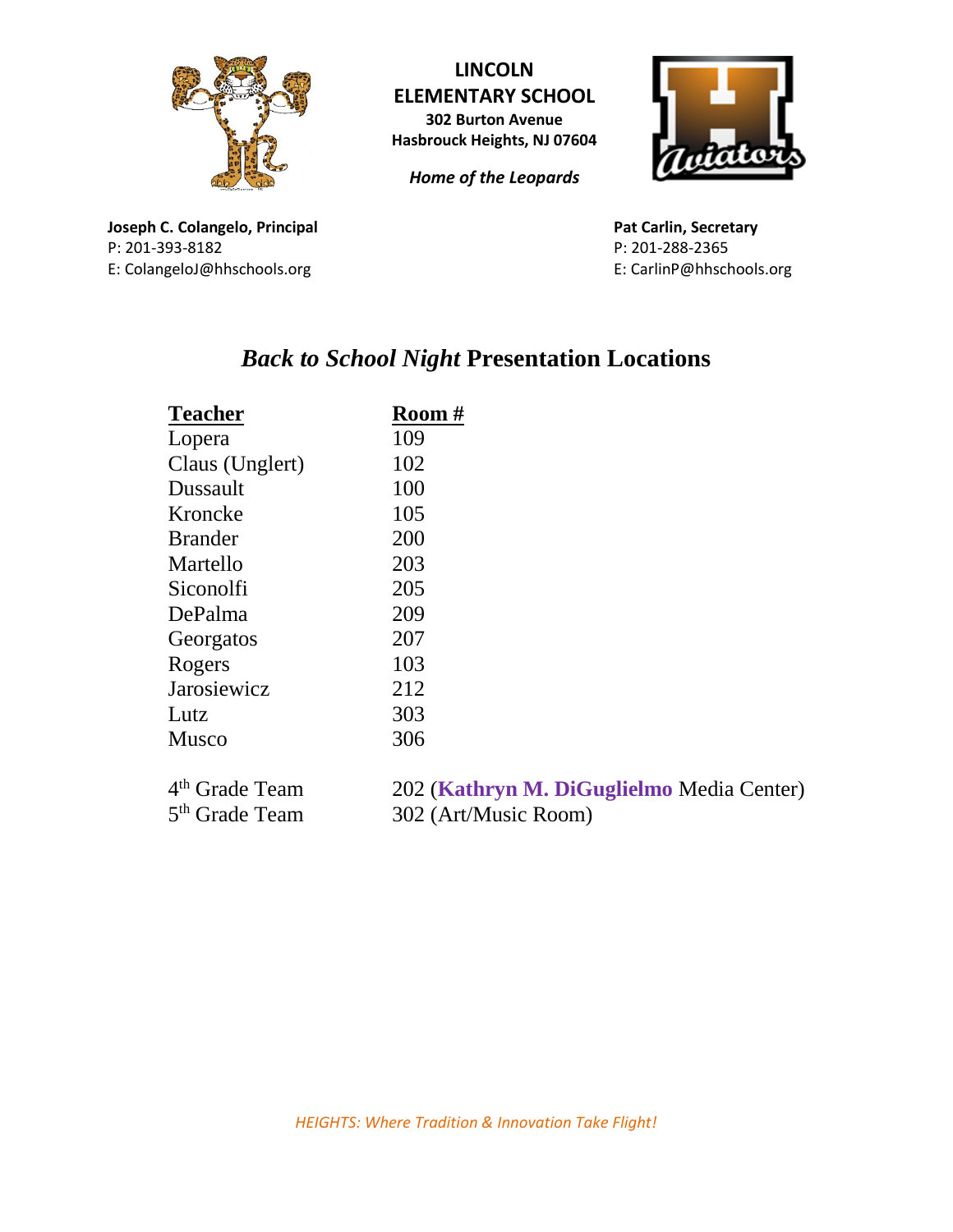**LINCOLN ELEMENTARY SCHOOL**
**302 Burton Avenue**
**Hasbrouck Heights, NJ 07604**

***Home of the Leopards***

**Joseph C. Colangelo, Principal**
P: 201-393-8182
E: ColangeloJ@hhschools.org

**Pat Carlin, Secretary**
P: 201-288-2365
E: CarlinP@hhschools.org

# *Back to School Night* Presentation Locations

| Teacher | Room # |
|---|---|
| Lopera | 109 |
| Claus (Unglert) | 102 |
| Dussault | 100 |
| Kroncke | 105 |
| Brander | 200 |
| Martello | 203 |
| Siconolfi | 205 |
| DePalma | 209 |
| Georgatos | 207 |
| Rogers | 103 |
| Jarosiewicz | 212 |
| Lutz | 303 |
| Musco | 306 |
| 4th Grade Team | 202 (**Kathryn M. DiGuglielmo** Media Center) |
| 5th Grade Team | 302 (Art/Music Room) |

*HEIGHTS: Where Tradition & Innovation Take Flight!*